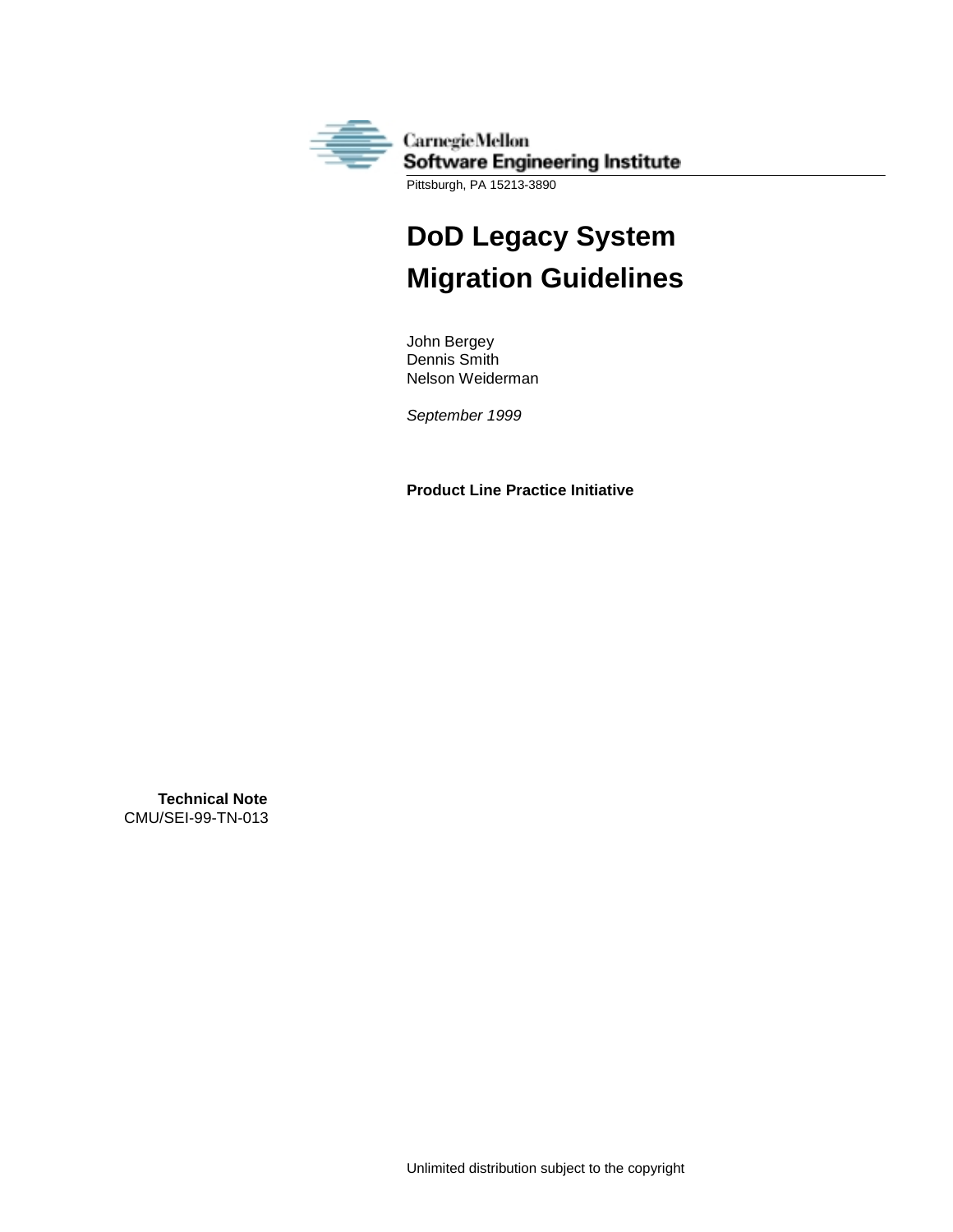Carnegie Mellon
Software Engineering Institute

Pittsburgh, PA 15213-3890

# DoD Legacy System Migration Guidelines

John Bergey
Dennis Smith
Nelson Weiderman

*September 1999*

**Product Line Practice Initiative**

**Technical Note**
CMU/SEI-99-TN-013

Unlimited distribution subject to the copyright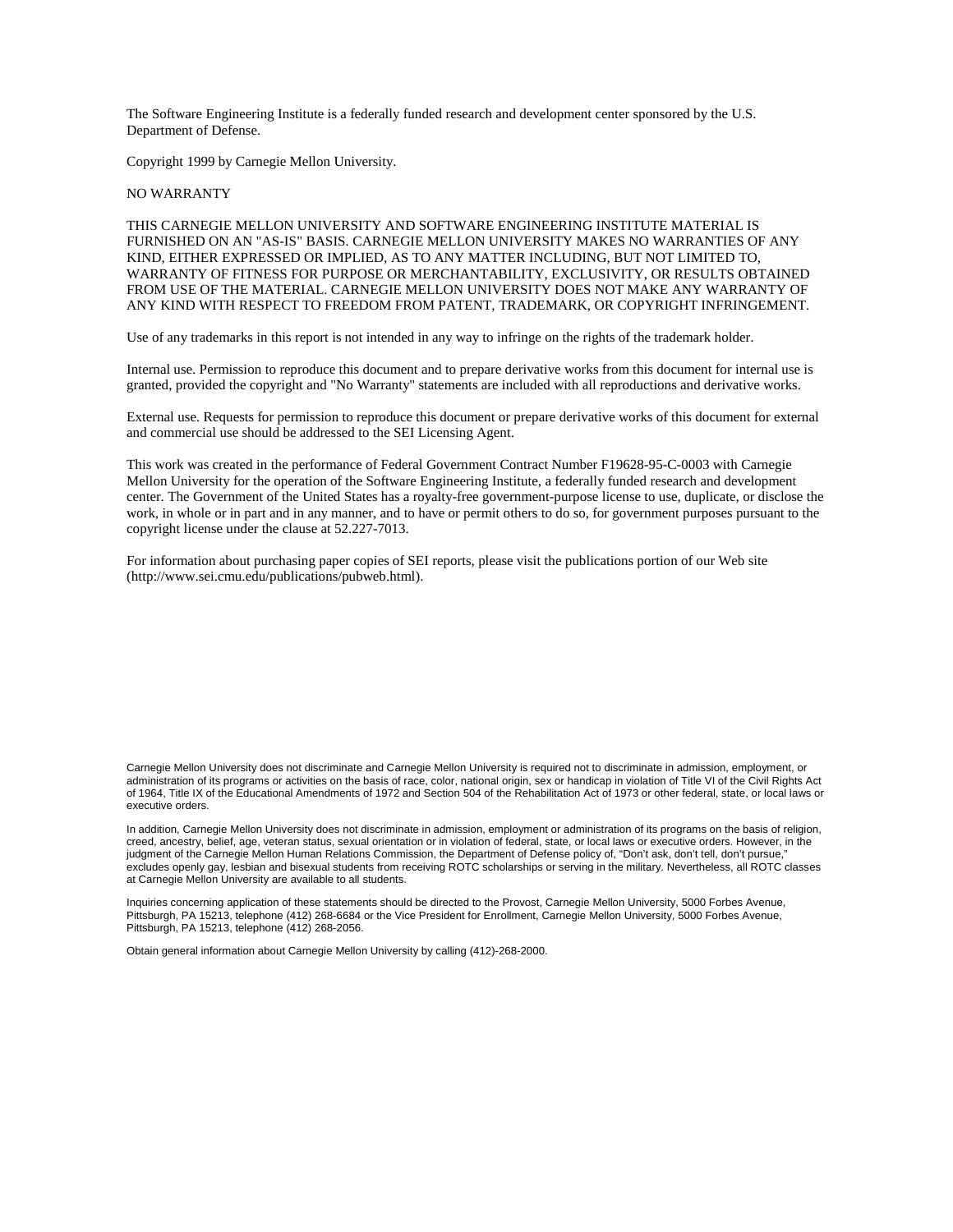The Software Engineering Institute is a federally funded research and development center sponsored by the U.S. Department of Defense.

Copyright 1999 by Carnegie Mellon University.

NO WARRANTY

THIS CARNEGIE MELLON UNIVERSITY AND SOFTWARE ENGINEERING INSTITUTE MATERIAL IS FURNISHED ON AN "AS-IS" BASIS. CARNEGIE MELLON UNIVERSITY MAKES NO WARRANTIES OF ANY KIND, EITHER EXPRESSED OR IMPLIED, AS TO ANY MATTER INCLUDING, BUT NOT LIMITED TO, WARRANTY OF FITNESS FOR PURPOSE OR MERCHANTABILITY, EXCLUSIVITY, OR RESULTS OBTAINED FROM USE OF THE MATERIAL. CARNEGIE MELLON UNIVERSITY DOES NOT MAKE ANY WARRANTY OF ANY KIND WITH RESPECT TO FREEDOM FROM PATENT, TRADEMARK, OR COPYRIGHT INFRINGEMENT.

Use of any trademarks in this report is not intended in any way to infringe on the rights of the trademark holder.

Internal use. Permission to reproduce this document and to prepare derivative works from this document for internal use is granted, provided the copyright and "No Warranty" statements are included with all reproductions and derivative works.

External use. Requests for permission to reproduce this document or prepare derivative works of this document for external and commercial use should be addressed to the SEI Licensing Agent.

This work was created in the performance of Federal Government Contract Number F19628-95-C-0003 with Carnegie Mellon University for the operation of the Software Engineering Institute, a federally funded research and development center. The Government of the United States has a royalty-free government-purpose license to use, duplicate, or disclose the work, in whole or in part and in any manner, and to have or permit others to do so, for government purposes pursuant to the copyright license under the clause at 52.227-7013.

For information about purchasing paper copies of SEI reports, please visit the publications portion of our Web site (http://www.sei.cmu.edu/publications/pubweb.html).

Carnegie Mellon University does not discriminate and Carnegie Mellon University is required not to discriminate in admission, employment, or administration of its programs or activities on the basis of race, color, national origin, sex or handicap in violation of Title VI of the Civil Rights Act of 1964, Title IX of the Educational Amendments of 1972 and Section 504 of the Rehabilitation Act of 1973 or other federal, state, or local laws or executive orders.

In addition, Carnegie Mellon University does not discriminate in admission, employment or administration of its programs on the basis of religion, creed, ancestry, belief, age, veteran status, sexual orientation or in violation of federal, state, or local laws or executive orders. However, in the judgment of the Carnegie Mellon Human Relations Commission, the Department of Defense policy of, "Don't ask, don't tell, don't pursue," excludes openly gay, lesbian and bisexual students from receiving ROTC scholarships or serving in the military. Nevertheless, all ROTC classes at Carnegie Mellon University are available to all students.

Inquiries concerning application of these statements should be directed to the Provost, Carnegie Mellon University, 5000 Forbes Avenue, Pittsburgh, PA 15213, telephone (412) 268-6684 or the Vice President for Enrollment, Carnegie Mellon University, 5000 Forbes Avenue, Pittsburgh, PA 15213, telephone (412) 268-2056.

Obtain general information about Carnegie Mellon University by calling (412)-268-2000.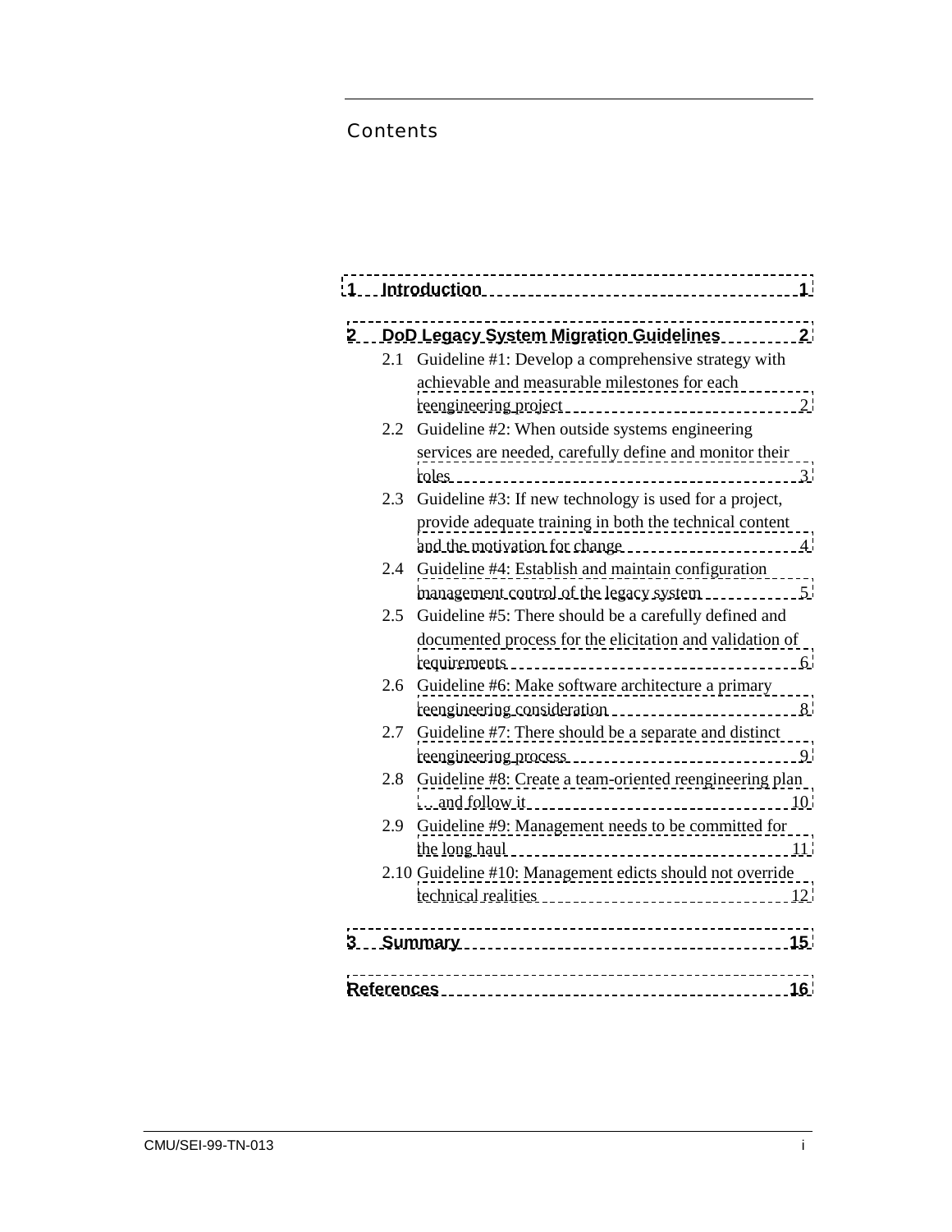# Contents

- 1 Introduction 1
- 2 DoD Legacy System Migration Guidelines 2
  - 2.1 Guideline #1: Develop a comprehensive strategy with achievable and measurable milestones for each reengineering project 2
  - 2.2 Guideline #2: When outside systems engineering services are needed, carefully define and monitor their roles 3
  - 2.3 Guideline #3: If new technology is used for a project, provide adequate training in both the technical content and the motivation for change 4
  - 2.4 Guideline #4: Establish and maintain configuration management control of the legacy system 5
  - 2.5 Guideline #5: There should be a carefully defined and documented process for the elicitation and validation of requirements 6
  - 2.6 Guideline #6: Make software architecture a primary reengineering consideration 8
  - 2.7 Guideline #7: There should be a separate and distinct reengineering process 9
  - 2.8 Guideline #8: Create a team-oriented reengineering plan . . . and follow it 10
  - 2.9 Guideline #9: Management needs to be committed for the long haul 11
  - 2.10 Guideline #10: Management edicts should not override technical realities 12
- 3 Summary 15
- References 16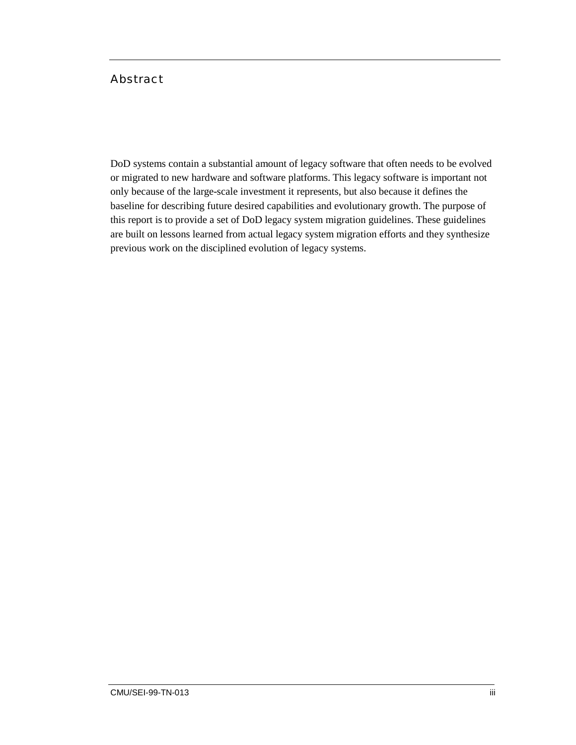# Abstract

DoD systems contain a substantial amount of legacy software that often needs to be evolved or migrated to new hardware and software platforms. This legacy software is important not only because of the large-scale investment it represents, but also because it defines the baseline for describing future desired capabilities and evolutionary growth. The purpose of this report is to provide a set of DoD legacy system migration guidelines. These guidelines are built on lessons learned from actual legacy system migration efforts and they synthesize previous work on the disciplined evolution of legacy systems.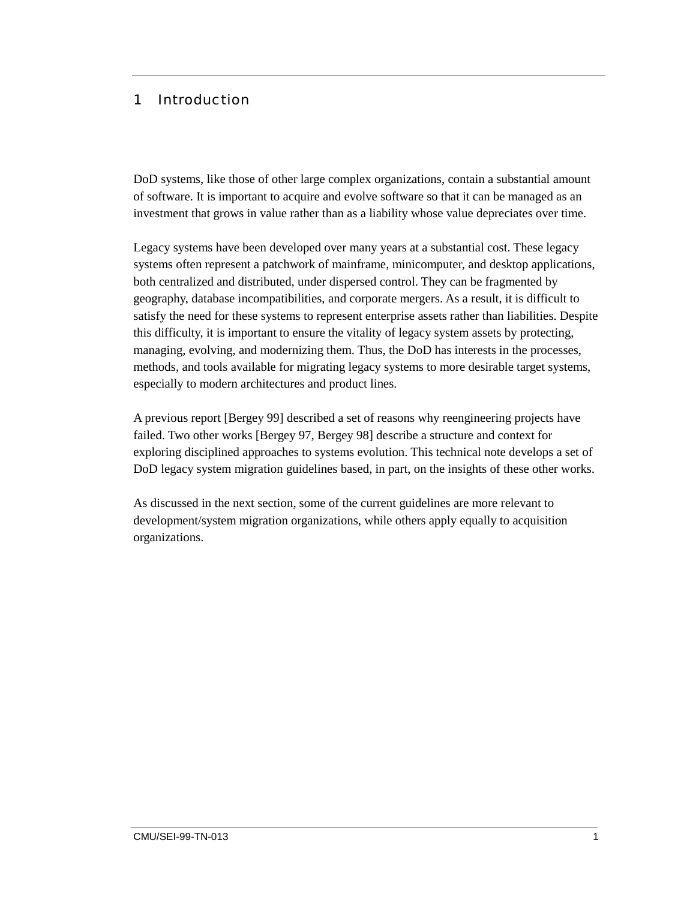# 1 Introduction

DoD systems, like those of other large complex organizations, contain a substantial amount of software. It is important to acquire and evolve software so that it can be managed as an investment that grows in value rather than as a liability whose value depreciates over time.

Legacy systems have been developed over many years at a substantial cost. These legacy systems often represent a patchwork of mainframe, minicomputer, and desktop applications, both centralized and distributed, under dispersed control. They can be fragmented by geography, database incompatibilities, and corporate mergers. As a result, it is difficult to satisfy the need for these systems to represent enterprise assets rather than liabilities. Despite this difficulty, it is important to ensure the vitality of legacy system assets by protecting, managing, evolving, and modernizing them. Thus, the DoD has interests in the processes, methods, and tools available for migrating legacy systems to more desirable target systems, especially to modern architectures and product lines.

A previous report [Bergey 99] described a set of reasons why reengineering projects have failed. Two other works [Bergey 97, Bergey 98] describe a structure and context for exploring disciplined approaches to systems evolution. This technical note develops a set of DoD legacy system migration guidelines based, in part, on the insights of these other works.

As discussed in the next section, some of the current guidelines are more relevant to development/system migration organizations, while others apply equally to acquisition organizations.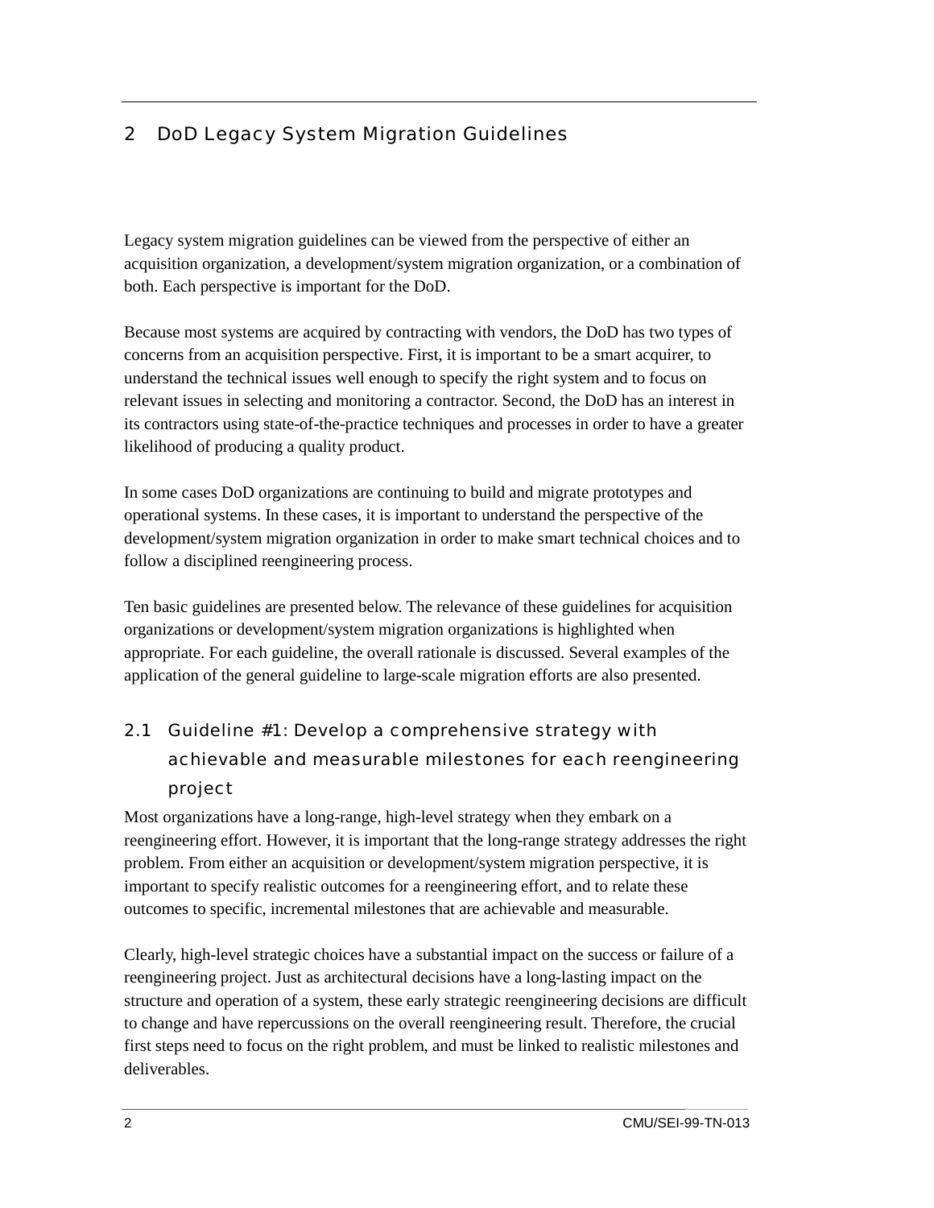# 2 DoD Legacy System Migration Guidelines

Legacy system migration guidelines can be viewed from the perspective of either an acquisition organization, a development/system migration organization, or a combination of both. Each perspective is important for the DoD.

Because most systems are acquired by contracting with vendors, the DoD has two types of concerns from an acquisition perspective. First, it is important to be a smart acquirer, to understand the technical issues well enough to specify the right system and to focus on relevant issues in selecting and monitoring a contractor. Second, the DoD has an interest in its contractors using state-of-the-practice techniques and processes in order to have a greater likelihood of producing a quality product.

In some cases DoD organizations are continuing to build and migrate prototypes and operational systems. In these cases, it is important to understand the perspective of the development/system migration organization in order to make smart technical choices and to follow a disciplined reengineering process.

Ten basic guidelines are presented below. The relevance of these guidelines for acquisition organizations or development/system migration organizations is highlighted when appropriate. For each guideline, the overall rationale is discussed. Several examples of the application of the general guideline to large-scale migration efforts are also presented.

## 2.1 Guideline #1: Develop a comprehensive strategy with achievable and measurable milestones for each reengineering project

Most organizations have a long-range, high-level strategy when they embark on a reengineering effort. However, it is important that the long-range strategy addresses the right problem. From either an acquisition or development/system migration perspective, it is important to specify realistic outcomes for a reengineering effort, and to relate these outcomes to specific, incremental milestones that are achievable and measurable.

Clearly, high-level strategic choices have a substantial impact on the success or failure of a reengineering project. Just as architectural decisions have a long-lasting impact on the structure and operation of a system, these early strategic reengineering decisions are difficult to change and have repercussions on the overall reengineering result. Therefore, the crucial first steps need to focus on the right problem, and must be linked to realistic milestones and deliverables.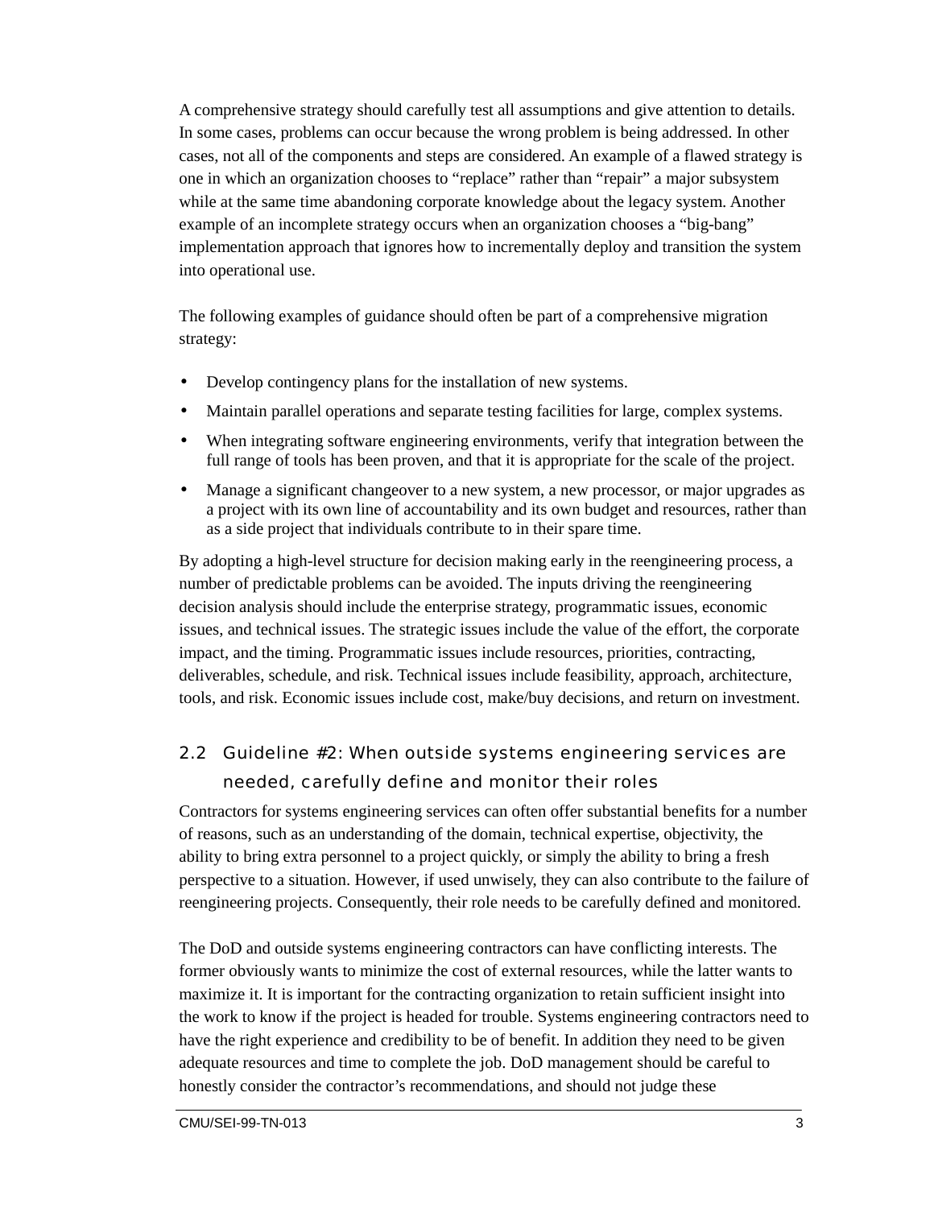A comprehensive strategy should carefully test all assumptions and give attention to details. In some cases, problems can occur because the wrong problem is being addressed. In other cases, not all of the components and steps are considered. An example of a flawed strategy is one in which an organization chooses to “replace” rather than “repair” a major subsystem while at the same time abandoning corporate knowledge about the legacy system. Another example of an incomplete strategy occurs when an organization chooses a “big-bang” implementation approach that ignores how to incrementally deploy and transition the system into operational use.

The following examples of guidance should often be part of a comprehensive migration strategy:

- Develop contingency plans for the installation of new systems.
- Maintain parallel operations and separate testing facilities for large, complex systems.
- When integrating software engineering environments, verify that integration between the full range of tools has been proven, and that it is appropriate for the scale of the project.
- Manage a significant changeover to a new system, a new processor, or major upgrades as a project with its own line of accountability and its own budget and resources, rather than as a side project that individuals contribute to in their spare time.

By adopting a high-level structure for decision making early in the reengineering process, a number of predictable problems can be avoided. The inputs driving the reengineering decision analysis should include the enterprise strategy, programmatic issues, economic issues, and technical issues. The strategic issues include the value of the effort, the corporate impact, and the timing. Programmatic issues include resources, priorities, contracting, deliverables, schedule, and risk. Technical issues include feasibility, approach, architecture, tools, and risk. Economic issues include cost, make/buy decisions, and return on investment.

## 2.2 Guideline #2: When outside systems engineering services are needed, carefully define and monitor their roles

Contractors for systems engineering services can often offer substantial benefits for a number of reasons, such as an understanding of the domain, technical expertise, objectivity, the ability to bring extra personnel to a project quickly, or simply the ability to bring a fresh perspective to a situation. However, if used unwisely, they can also contribute to the failure of reengineering projects. Consequently, their role needs to be carefully defined and monitored.

The DoD and outside systems engineering contractors can have conflicting interests. The former obviously wants to minimize the cost of external resources, while the latter wants to maximize it. It is important for the contracting organization to retain sufficient insight into the work to know if the project is headed for trouble. Systems engineering contractors need to have the right experience and credibility to be of benefit. In addition they need to be given adequate resources and time to complete the job. DoD management should be careful to honestly consider the contractor’s recommendations, and should not judge these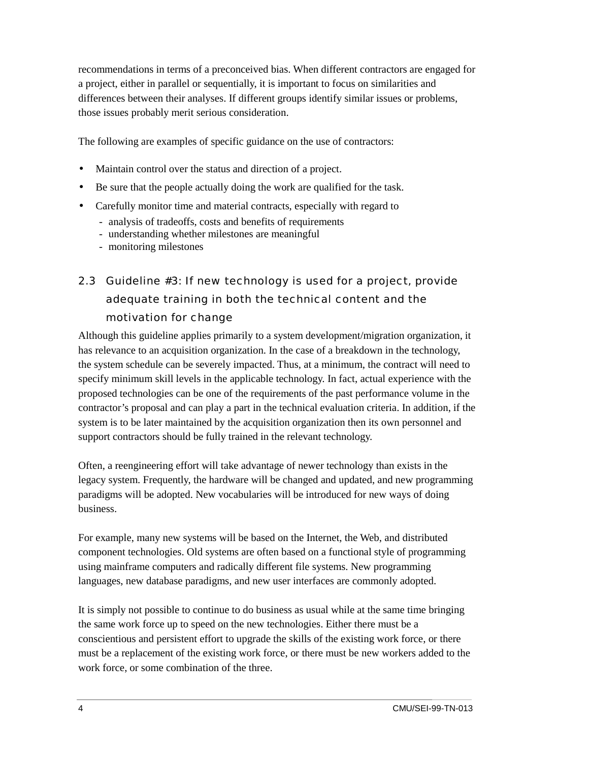recommendations in terms of a preconceived bias. When different contractors are engaged for a project, either in parallel or sequentially, it is important to focus on similarities and differences between their analyses. If different groups identify similar issues or problems, those issues probably merit serious consideration.

The following are examples of specific guidance on the use of contractors:

- Maintain control over the status and direction of a project.
- Be sure that the people actually doing the work are qualified for the task.
- Carefully monitor time and material contracts, especially with regard to
  - analysis of tradeoffs, costs and benefits of requirements
  - understanding whether milestones are meaningful
  - monitoring milestones

## 2.3 Guideline #3: If new technology is used for a project, provide adequate training in both the technical content and the motivation for change

Although this guideline applies primarily to a system development/migration organization, it has relevance to an acquisition organization. In the case of a breakdown in the technology, the system schedule can be severely impacted. Thus, at a minimum, the contract will need to specify minimum skill levels in the applicable technology. In fact, actual experience with the proposed technologies can be one of the requirements of the past performance volume in the contractor's proposal and can play a part in the technical evaluation criteria. In addition, if the system is to be later maintained by the acquisition organization then its own personnel and support contractors should be fully trained in the relevant technology.

Often, a reengineering effort will take advantage of newer technology than exists in the legacy system. Frequently, the hardware will be changed and updated, and new programming paradigms will be adopted. New vocabularies will be introduced for new ways of doing business.

For example, many new systems will be based on the Internet, the Web, and distributed component technologies. Old systems are often based on a functional style of programming using mainframe computers and radically different file systems. New programming languages, new database paradigms, and new user interfaces are commonly adopted.

It is simply not possible to continue to do business as usual while at the same time bringing the same work force up to speed on the new technologies. Either there must be a conscientious and persistent effort to upgrade the skills of the existing work force, or there must be a replacement of the existing work force, or there must be new workers added to the work force, or some combination of the three.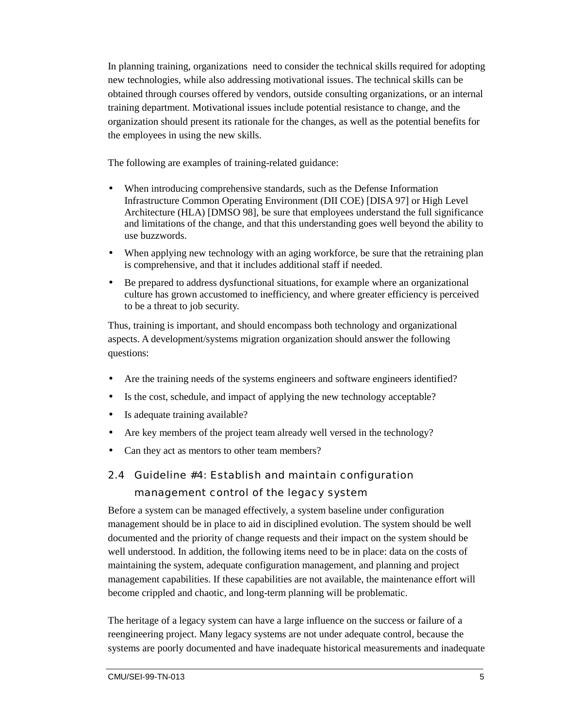In planning training, organizations need to consider the technical skills required for adopting new technologies, while also addressing motivational issues. The technical skills can be obtained through courses offered by vendors, outside consulting organizations, or an internal training department. Motivational issues include potential resistance to change, and the organization should present its rationale for the changes, as well as the potential benefits for the employees in using the new skills.

The following are examples of training-related guidance:

- When introducing comprehensive standards, such as the Defense Information Infrastructure Common Operating Environment (DII COE) [DISA 97] or High Level Architecture (HLA) [DMSO 98], be sure that employees understand the full significance and limitations of the change, and that this understanding goes well beyond the ability to use buzzwords.
- When applying new technology with an aging workforce, be sure that the retraining plan is comprehensive, and that it includes additional staff if needed.
- Be prepared to address dysfunctional situations, for example where an organizational culture has grown accustomed to inefficiency, and where greater efficiency is perceived to be a threat to job security.

Thus, training is important, and should encompass both technology and organizational aspects. A development/systems migration organization should answer the following questions:

- Are the training needs of the systems engineers and software engineers identified?
- Is the cost, schedule, and impact of applying the new technology acceptable?
- Is adequate training available?
- Are key members of the project team already well versed in the technology?
- Can they act as mentors to other team members?

## 2.4 Guideline #4: Establish and maintain configuration management control of the legacy system

Before a system can be managed effectively, a system baseline under configuration management should be in place to aid in disciplined evolution. The system should be well documented and the priority of change requests and their impact on the system should be well understood. In addition, the following items need to be in place: data on the costs of maintaining the system, adequate configuration management, and planning and project management capabilities. If these capabilities are not available, the maintenance effort will become crippled and chaotic, and long-term planning will be problematic.

The heritage of a legacy system can have a large influence on the success or failure of a reengineering project. Many legacy systems are not under adequate control, because the systems are poorly documented and have inadequate historical measurements and inadequate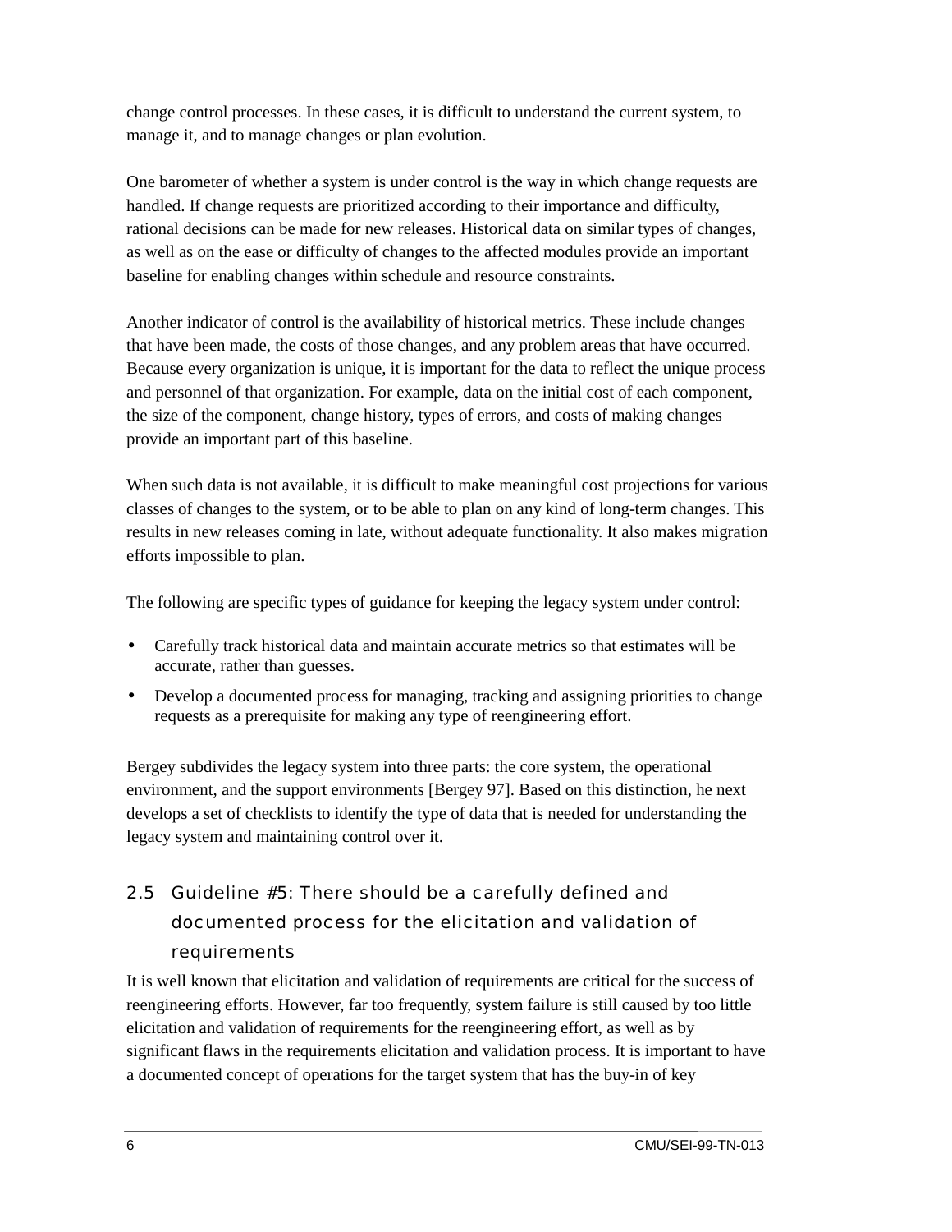change control processes. In these cases, it is difficult to understand the current system, to manage it, and to manage changes or plan evolution.

One barometer of whether a system is under control is the way in which change requests are handled. If change requests are prioritized according to their importance and difficulty, rational decisions can be made for new releases. Historical data on similar types of changes, as well as on the ease or difficulty of changes to the affected modules provide an important baseline for enabling changes within schedule and resource constraints.

Another indicator of control is the availability of historical metrics. These include changes that have been made, the costs of those changes, and any problem areas that have occurred. Because every organization is unique, it is important for the data to reflect the unique process and personnel of that organization. For example, data on the initial cost of each component, the size of the component, change history, types of errors, and costs of making changes provide an important part of this baseline.

When such data is not available, it is difficult to make meaningful cost projections for various classes of changes to the system, or to be able to plan on any kind of long-term changes. This results in new releases coming in late, without adequate functionality. It also makes migration efforts impossible to plan.

The following are specific types of guidance for keeping the legacy system under control:

- Carefully track historical data and maintain accurate metrics so that estimates will be accurate, rather than guesses.
- Develop a documented process for managing, tracking and assigning priorities to change requests as a prerequisite for making any type of reengineering effort.

Bergey subdivides the legacy system into three parts: the core system, the operational environment, and the support environments [Bergey 97]. Based on this distinction, he next develops a set of checklists to identify the type of data that is needed for understanding the legacy system and maintaining control over it.

## 2.5 Guideline #5: There should be a carefully defined and documented process for the elicitation and validation of requirements

It is well known that elicitation and validation of requirements are critical for the success of reengineering efforts. However, far too frequently, system failure is still caused by too little elicitation and validation of requirements for the reengineering effort, as well as by significant flaws in the requirements elicitation and validation process. It is important to have a documented concept of operations for the target system that has the buy-in of key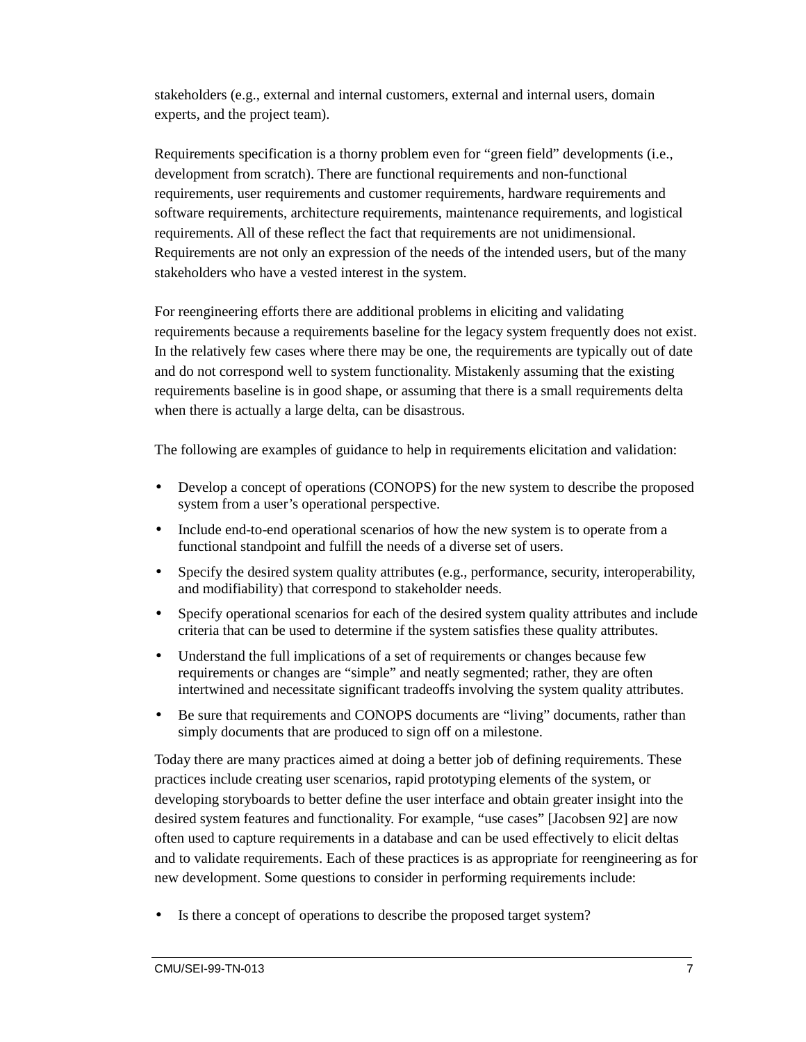stakeholders (e.g., external and internal customers, external and internal users, domain experts, and the project team).

Requirements specification is a thorny problem even for “green field” developments (i.e., development from scratch). There are functional requirements and non-functional requirements, user requirements and customer requirements, hardware requirements and software requirements, architecture requirements, maintenance requirements, and logistical requirements. All of these reflect the fact that requirements are not unidimensional. Requirements are not only an expression of the needs of the intended users, but of the many stakeholders who have a vested interest in the system.

For reengineering efforts there are additional problems in eliciting and validating requirements because a requirements baseline for the legacy system frequently does not exist. In the relatively few cases where there may be one, the requirements are typically out of date and do not correspond well to system functionality. Mistakenly assuming that the existing requirements baseline is in good shape, or assuming that there is a small requirements delta when there is actually a large delta, can be disastrous.

The following are examples of guidance to help in requirements elicitation and validation:

- Develop a concept of operations (CONOPS) for the new system to describe the proposed system from a user’s operational perspective.
- Include end-to-end operational scenarios of how the new system is to operate from a functional standpoint and fulfill the needs of a diverse set of users.
- Specify the desired system quality attributes (e.g., performance, security, interoperability, and modifiability) that correspond to stakeholder needs.
- Specify operational scenarios for each of the desired system quality attributes and include criteria that can be used to determine if the system satisfies these quality attributes.
- Understand the full implications of a set of requirements or changes because few requirements or changes are “simple” and neatly segmented; rather, they are often intertwined and necessitate significant tradeoffs involving the system quality attributes.
- Be sure that requirements and CONOPS documents are “living” documents, rather than simply documents that are produced to sign off on a milestone.

Today there are many practices aimed at doing a better job of defining requirements. These practices include creating user scenarios, rapid prototyping elements of the system, or developing storyboards to better define the user interface and obtain greater insight into the desired system features and functionality. For example, “use cases” [Jacobsen 92] are now often used to capture requirements in a database and can be used effectively to elicit deltas and to validate requirements. Each of these practices is as appropriate for reengineering as for new development. Some questions to consider in performing requirements include:

- Is there a concept of operations to describe the proposed target system?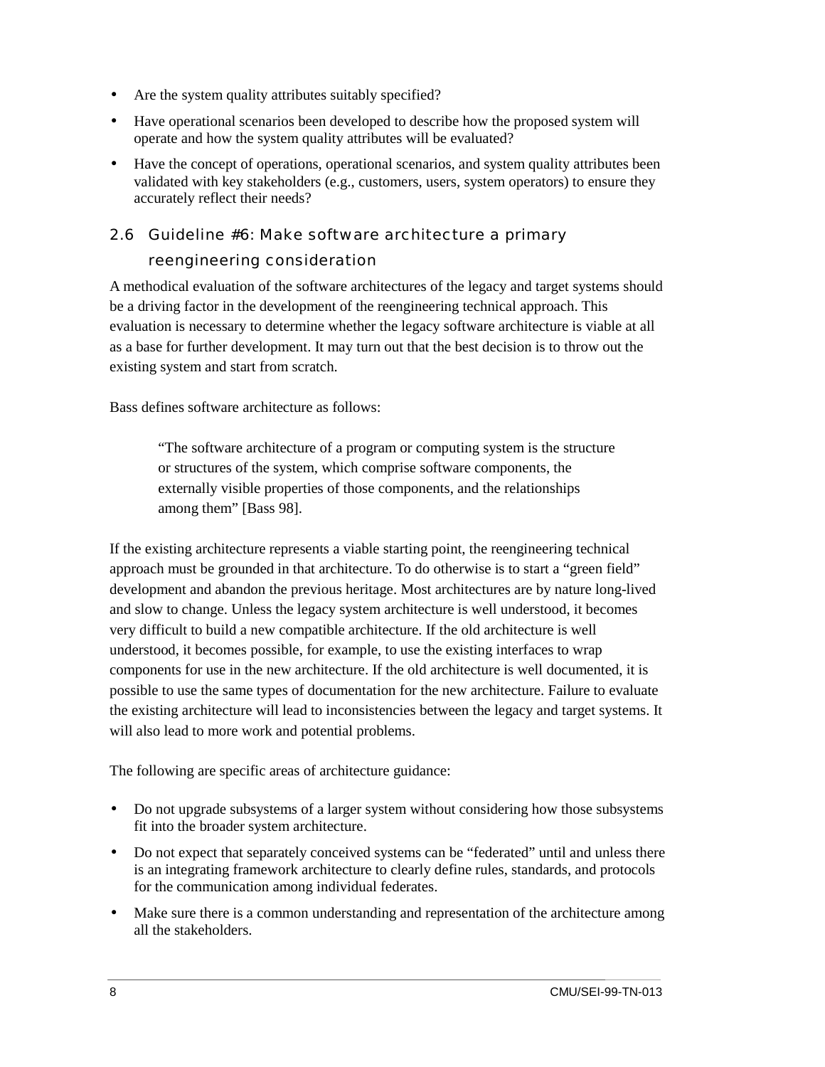- Are the system quality attributes suitably specified?
- Have operational scenarios been developed to describe how the proposed system will operate and how the system quality attributes will be evaluated?
- Have the concept of operations, operational scenarios, and system quality attributes been validated with key stakeholders (e.g., customers, users, system operators) to ensure they accurately reflect their needs?

## 2.6 Guideline #6: Make software architecture a primary reengineering consideration

A methodical evaluation of the software architectures of the legacy and target systems should be a driving factor in the development of the reengineering technical approach. This evaluation is necessary to determine whether the legacy software architecture is viable at all as a base for further development. It may turn out that the best decision is to throw out the existing system and start from scratch.

Bass defines software architecture as follows:

> "The software architecture of a program or computing system is the structure or structures of the system, which comprise software components, the externally visible properties of those components, and the relationships among them" [Bass 98].

If the existing architecture represents a viable starting point, the reengineering technical approach must be grounded in that architecture. To do otherwise is to start a "green field" development and abandon the previous heritage. Most architectures are by nature long-lived and slow to change. Unless the legacy system architecture is well understood, it becomes very difficult to build a new compatible architecture. If the old architecture is well understood, it becomes possible, for example, to use the existing interfaces to wrap components for use in the new architecture. If the old architecture is well documented, it is possible to use the same types of documentation for the new architecture. Failure to evaluate the existing architecture will lead to inconsistencies between the legacy and target systems. It will also lead to more work and potential problems.

The following are specific areas of architecture guidance:

- Do not upgrade subsystems of a larger system without considering how those subsystems fit into the broader system architecture.
- Do not expect that separately conceived systems can be "federated" until and unless there is an integrating framework architecture to clearly define rules, standards, and protocols for the communication among individual federates.
- Make sure there is a common understanding and representation of the architecture among all the stakeholders.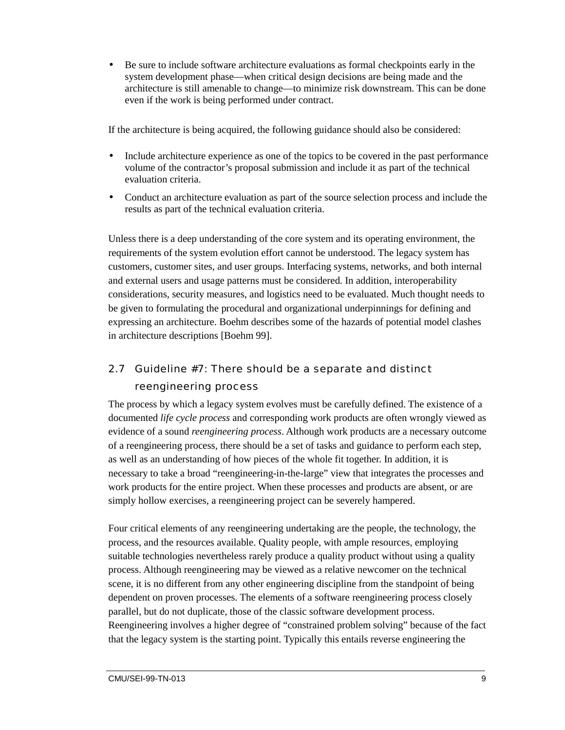- Be sure to include software architecture evaluations as formal checkpoints early in the system development phase—when critical design decisions are being made and the architecture is still amenable to change—to minimize risk downstream. This can be done even if the work is being performed under contract.

If the architecture is being acquired, the following guidance should also be considered:

- Include architecture experience as one of the topics to be covered in the past performance volume of the contractor's proposal submission and include it as part of the technical evaluation criteria.
- Conduct an architecture evaluation as part of the source selection process and include the results as part of the technical evaluation criteria.

Unless there is a deep understanding of the core system and its operating environment, the requirements of the system evolution effort cannot be understood. The legacy system has customers, customer sites, and user groups. Interfacing systems, networks, and both internal and external users and usage patterns must be considered. In addition, interoperability considerations, security measures, and logistics need to be evaluated. Much thought needs to be given to formulating the procedural and organizational underpinnings for defining and expressing an architecture. Boehm describes some of the hazards of potential model clashes in architecture descriptions [Boehm 99].

## 2.7 Guideline #7: There should be a separate and distinct reengineering process

The process by which a legacy system evolves must be carefully defined. The existence of a documented *life cycle process* and corresponding work products are often wrongly viewed as evidence of a sound *reengineering process*. Although work products are a necessary outcome of a reengineering process, there should be a set of tasks and guidance to perform each step, as well as an understanding of how pieces of the whole fit together. In addition, it is necessary to take a broad "reengineering-in-the-large" view that integrates the processes and work products for the entire project. When these processes and products are absent, or are simply hollow exercises, a reengineering project can be severely hampered.

Four critical elements of any reengineering undertaking are the people, the technology, the process, and the resources available. Quality people, with ample resources, employing suitable technologies nevertheless rarely produce a quality product without using a quality process. Although reengineering may be viewed as a relative newcomer on the technical scene, it is no different from any other engineering discipline from the standpoint of being dependent on proven processes. The elements of a software reengineering process closely parallel, but do not duplicate, those of the classic software development process. Reengineering involves a higher degree of "constrained problem solving" because of the fact that the legacy system is the starting point. Typically this entails reverse engineering the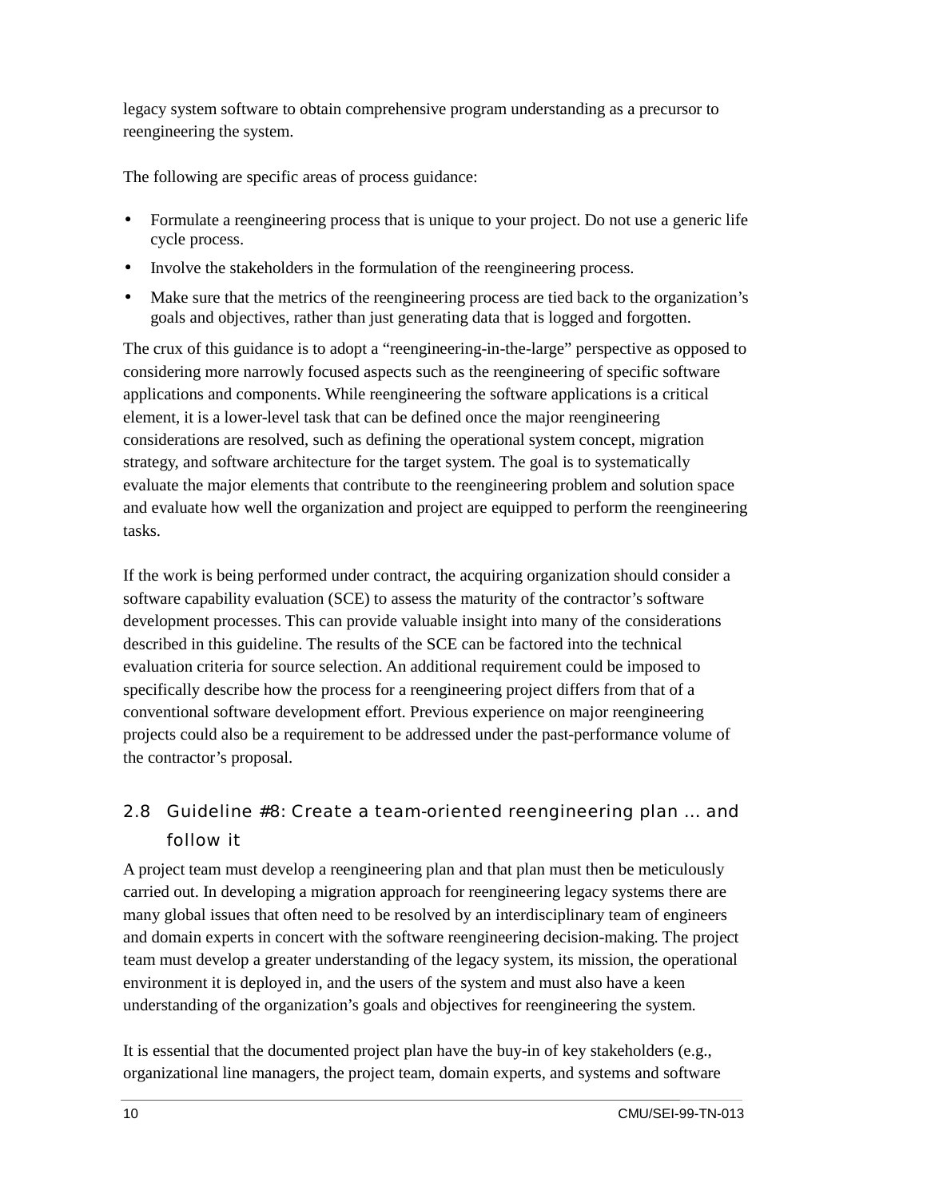legacy system software to obtain comprehensive program understanding as a precursor to reengineering the system.

The following are specific areas of process guidance:

- Formulate a reengineering process that is unique to your project. Do not use a generic life cycle process.
- Involve the stakeholders in the formulation of the reengineering process.
- Make sure that the metrics of the reengineering process are tied back to the organization's goals and objectives, rather than just generating data that is logged and forgotten.

The crux of this guidance is to adopt a "reengineering-in-the-large" perspective as opposed to considering more narrowly focused aspects such as the reengineering of specific software applications and components. While reengineering the software applications is a critical element, it is a lower-level task that can be defined once the major reengineering considerations are resolved, such as defining the operational system concept, migration strategy, and software architecture for the target system. The goal is to systematically evaluate the major elements that contribute to the reengineering problem and solution space and evaluate how well the organization and project are equipped to perform the reengineering tasks.

If the work is being performed under contract, the acquiring organization should consider a software capability evaluation (SCE) to assess the maturity of the contractor's software development processes. This can provide valuable insight into many of the considerations described in this guideline. The results of the SCE can be factored into the technical evaluation criteria for source selection. An additional requirement could be imposed to specifically describe how the process for a reengineering project differs from that of a conventional software development effort. Previous experience on major reengineering projects could also be a requirement to be addressed under the past-performance volume of the contractor's proposal.

## 2.8 Guideline #8: Create a team-oriented reengineering plan … and follow it

A project team must develop a reengineering plan and that plan must then be meticulously carried out. In developing a migration approach for reengineering legacy systems there are many global issues that often need to be resolved by an interdisciplinary team of engineers and domain experts in concert with the software reengineering decision-making. The project team must develop a greater understanding of the legacy system, its mission, the operational environment it is deployed in, and the users of the system and must also have a keen understanding of the organization's goals and objectives for reengineering the system.

It is essential that the documented project plan have the buy-in of key stakeholders (e.g., organizational line managers, the project team, domain experts, and systems and software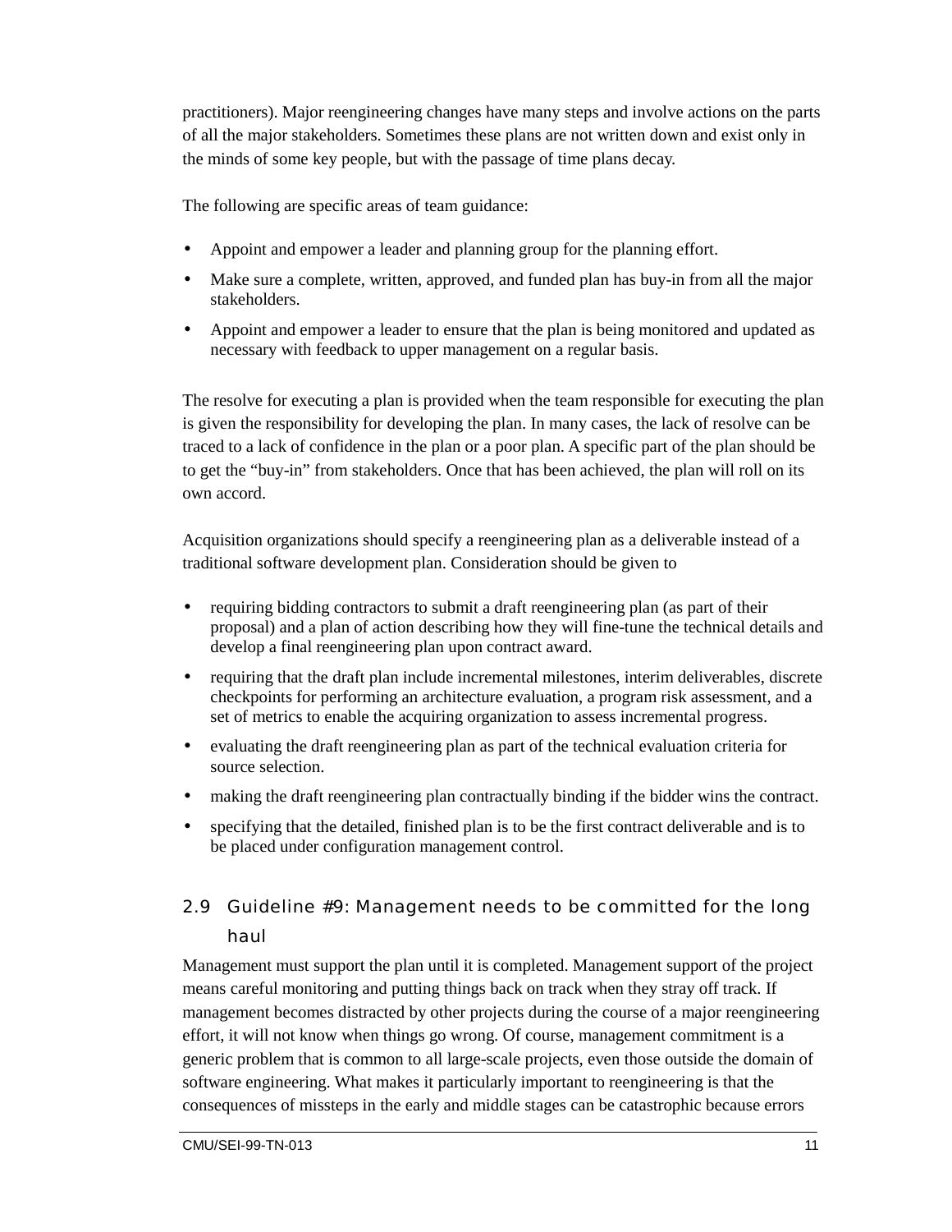practitioners). Major reengineering changes have many steps and involve actions on the parts of all the major stakeholders. Sometimes these plans are not written down and exist only in the minds of some key people, but with the passage of time plans decay.

The following are specific areas of team guidance:

- Appoint and empower a leader and planning group for the planning effort.
- Make sure a complete, written, approved, and funded plan has buy-in from all the major stakeholders.
- Appoint and empower a leader to ensure that the plan is being monitored and updated as necessary with feedback to upper management on a regular basis.

The resolve for executing a plan is provided when the team responsible for executing the plan is given the responsibility for developing the plan. In many cases, the lack of resolve can be traced to a lack of confidence in the plan or a poor plan. A specific part of the plan should be to get the "buy-in" from stakeholders. Once that has been achieved, the plan will roll on its own accord.

Acquisition organizations should specify a reengineering plan as a deliverable instead of a traditional software development plan. Consideration should be given to

- requiring bidding contractors to submit a draft reengineering plan (as part of their proposal) and a plan of action describing how they will fine-tune the technical details and develop a final reengineering plan upon contract award.
- requiring that the draft plan include incremental milestones, interim deliverables, discrete checkpoints for performing an architecture evaluation, a program risk assessment, and a set of metrics to enable the acquiring organization to assess incremental progress.
- evaluating the draft reengineering plan as part of the technical evaluation criteria for source selection.
- making the draft reengineering plan contractually binding if the bidder wins the contract.
- specifying that the detailed, finished plan is to be the first contract deliverable and is to be placed under configuration management control.

## 2.9 Guideline #9: Management needs to be committed for the long haul

Management must support the plan until it is completed. Management support of the project means careful monitoring and putting things back on track when they stray off track. If management becomes distracted by other projects during the course of a major reengineering effort, it will not know when things go wrong. Of course, management commitment is a generic problem that is common to all large-scale projects, even those outside the domain of software engineering. What makes it particularly important to reengineering is that the consequences of missteps in the early and middle stages can be catastrophic because errors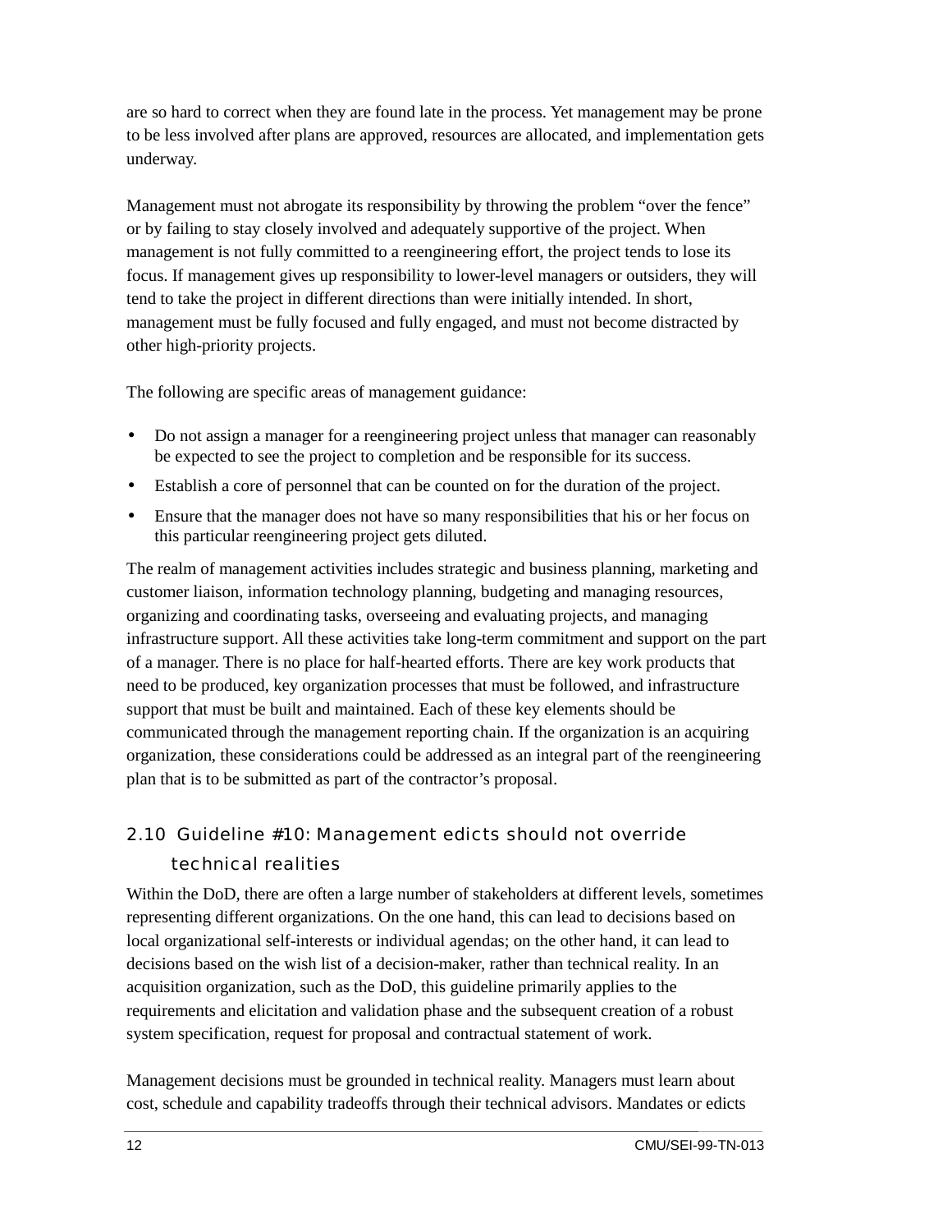are so hard to correct when they are found late in the process. Yet management may be prone to be less involved after plans are approved, resources are allocated, and implementation gets underway.

Management must not abrogate its responsibility by throwing the problem “over the fence” or by failing to stay closely involved and adequately supportive of the project. When management is not fully committed to a reengineering effort, the project tends to lose its focus. If management gives up responsibility to lower-level managers or outsiders, they will tend to take the project in different directions than were initially intended. In short, management must be fully focused and fully engaged, and must not become distracted by other high-priority projects.

The following are specific areas of management guidance:

- Do not assign a manager for a reengineering project unless that manager can reasonably be expected to see the project to completion and be responsible for its success.
- Establish a core of personnel that can be counted on for the duration of the project.
- Ensure that the manager does not have so many responsibilities that his or her focus on this particular reengineering project gets diluted.

The realm of management activities includes strategic and business planning, marketing and customer liaison, information technology planning, budgeting and managing resources, organizing and coordinating tasks, overseeing and evaluating projects, and managing infrastructure support. All these activities take long-term commitment and support on the part of a manager. There is no place for half-hearted efforts. There are key work products that need to be produced, key organization processes that must be followed, and infrastructure support that must be built and maintained. Each of these key elements should be communicated through the management reporting chain. If the organization is an acquiring organization, these considerations could be addressed as an integral part of the reengineering plan that is to be submitted as part of the contractor’s proposal.

## 2.10 Guideline #10: Management edicts should not override technical realities

Within the DoD, there are often a large number of stakeholders at different levels, sometimes representing different organizations. On the one hand, this can lead to decisions based on local organizational self-interests or individual agendas; on the other hand, it can lead to decisions based on the wish list of a decision-maker, rather than technical reality. In an acquisition organization, such as the DoD, this guideline primarily applies to the requirements and elicitation and validation phase and the subsequent creation of a robust system specification, request for proposal and contractual statement of work.

Management decisions must be grounded in technical reality. Managers must learn about cost, schedule and capability tradeoffs through their technical advisors. Mandates or edicts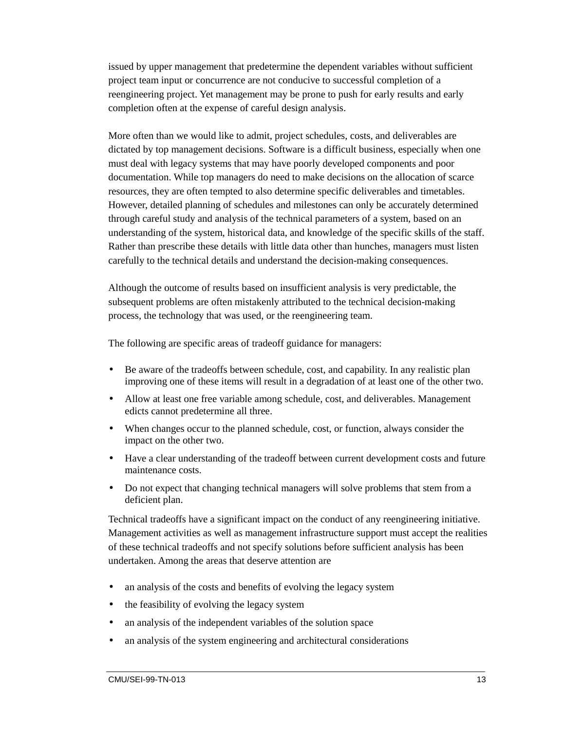issued by upper management that predetermine the dependent variables without sufficient project team input or concurrence are not conducive to successful completion of a reengineering project. Yet management may be prone to push for early results and early completion often at the expense of careful design analysis.

More often than we would like to admit, project schedules, costs, and deliverables are dictated by top management decisions. Software is a difficult business, especially when one must deal with legacy systems that may have poorly developed components and poor documentation. While top managers do need to make decisions on the allocation of scarce resources, they are often tempted to also determine specific deliverables and timetables. However, detailed planning of schedules and milestones can only be accurately determined through careful study and analysis of the technical parameters of a system, based on an understanding of the system, historical data, and knowledge of the specific skills of the staff. Rather than prescribe these details with little data other than hunches, managers must listen carefully to the technical details and understand the decision-making consequences.

Although the outcome of results based on insufficient analysis is very predictable, the subsequent problems are often mistakenly attributed to the technical decision-making process, the technology that was used, or the reengineering team.

The following are specific areas of tradeoff guidance for managers:

- Be aware of the tradeoffs between schedule, cost, and capability. In any realistic plan improving one of these items will result in a degradation of at least one of the other two.
- Allow at least one free variable among schedule, cost, and deliverables. Management edicts cannot predetermine all three.
- When changes occur to the planned schedule, cost, or function, always consider the impact on the other two.
- Have a clear understanding of the tradeoff between current development costs and future maintenance costs.
- Do not expect that changing technical managers will solve problems that stem from a deficient plan.

Technical tradeoffs have a significant impact on the conduct of any reengineering initiative. Management activities as well as management infrastructure support must accept the realities of these technical tradeoffs and not specify solutions before sufficient analysis has been undertaken. Among the areas that deserve attention are

- an analysis of the costs and benefits of evolving the legacy system
- the feasibility of evolving the legacy system
- an analysis of the independent variables of the solution space
- an analysis of the system engineering and architectural considerations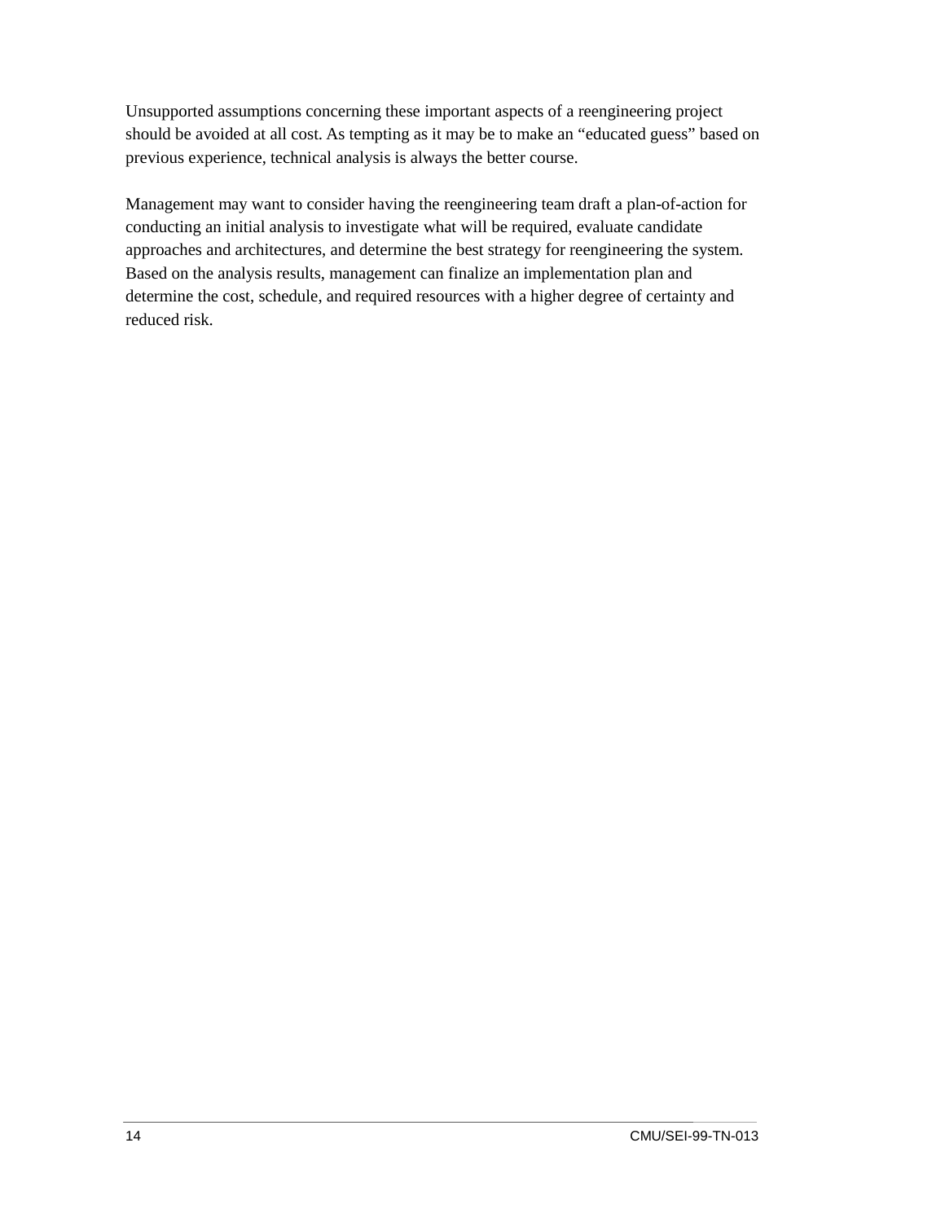Unsupported assumptions concerning these important aspects of a reengineering project should be avoided at all cost. As tempting as it may be to make an "educated guess" based on previous experience, technical analysis is always the better course.

Management may want to consider having the reengineering team draft a plan-of-action for conducting an initial analysis to investigate what will be required, evaluate candidate approaches and architectures, and determine the best strategy for reengineering the system. Based on the analysis results, management can finalize an implementation plan and determine the cost, schedule, and required resources with a higher degree of certainty and reduced risk.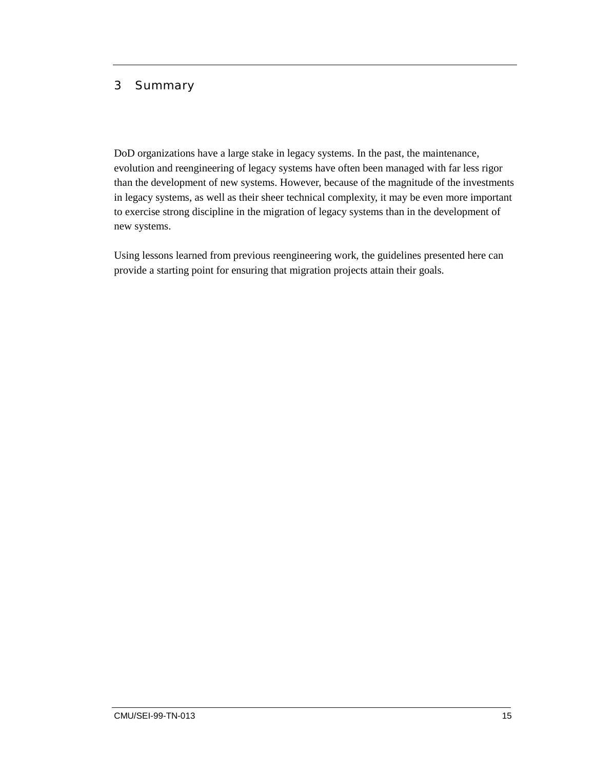# 3 Summary

DoD organizations have a large stake in legacy systems. In the past, the maintenance, evolution and reengineering of legacy systems have often been managed with far less rigor than the development of new systems. However, because of the magnitude of the investments in legacy systems, as well as their sheer technical complexity, it may be even more important to exercise strong discipline in the migration of legacy systems than in the development of new systems.

Using lessons learned from previous reengineering work, the guidelines presented here can provide a starting point for ensuring that migration projects attain their goals.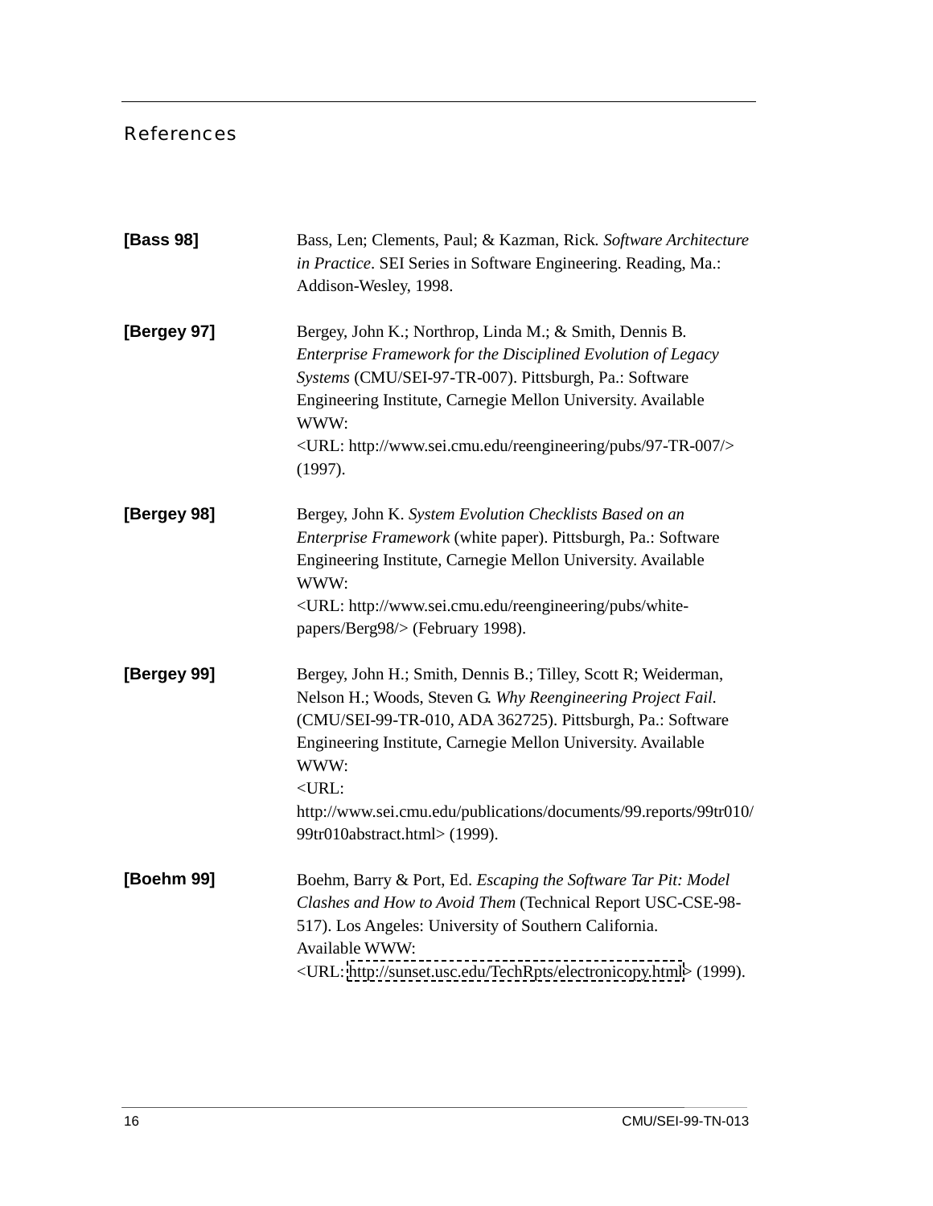# References

**[Bass 98]** Bass, Len; Clements, Paul; & Kazman, Rick. *Software Architecture in Practice*. SEI Series in Software Engineering. Reading, Ma.: Addison-Wesley, 1998.

**[Bergey 97]** Bergey, John K.; Northrop, Linda M.; & Smith, Dennis B. *Enterprise Framework for the Disciplined Evolution of Legacy Systems* (CMU/SEI-97-TR-007). Pittsburgh, Pa.: Software Engineering Institute, Carnegie Mellon University. Available WWW: <URL: http://www.sei.cmu.edu/reengineering/pubs/97-TR-007/> (1997).

**[Bergey 98]** Bergey, John K. *System Evolution Checklists Based on an Enterprise Framework* (white paper). Pittsburgh, Pa.: Software Engineering Institute, Carnegie Mellon University. Available WWW: <URL: http://www.sei.cmu.edu/reengineering/pubs/white-papers/Berg98/> (February 1998).

**[Bergey 99]** Bergey, John H.; Smith, Dennis B.; Tilley, Scott R; Weiderman, Nelson H.; Woods, Steven G. *Why Reengineering Project Fail.* (CMU/SEI-99-TR-010, ADA 362725). Pittsburgh, Pa.: Software Engineering Institute, Carnegie Mellon University. Available WWW: <URL: http://www.sei.cmu.edu/publications/documents/99.reports/99tr010/99tr010abstract.html> (1999).

**[Boehm 99]** Boehm, Barry & Port, Ed. *Escaping the Software Tar Pit: Model Clashes and How to Avoid Them* (Technical Report USC-CSE-98-517). Los Angeles: University of Southern California. Available WWW: <URL: http://sunset.usc.edu/TechRpts/electronicopy.html> (1999).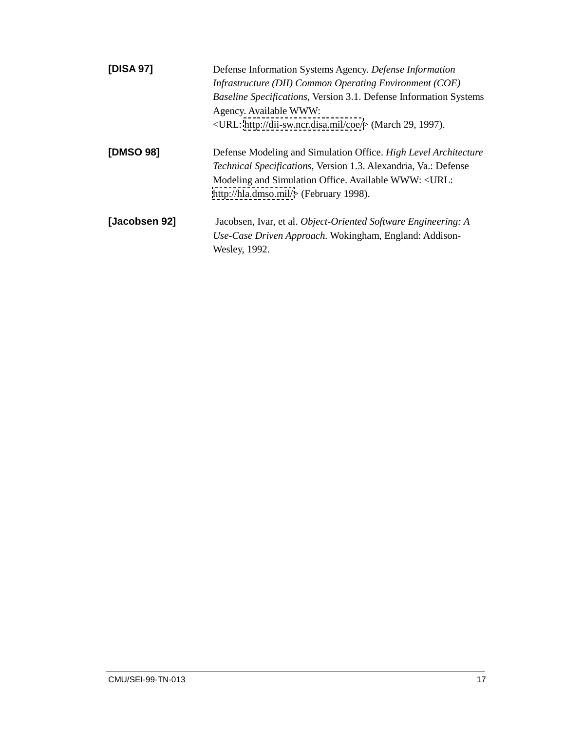**[DISA 97]** Defense Information Systems Agency. *Defense Information Infrastructure (DII) Common Operating Environment (COE) Baseline Specifications*, Version 3.1. Defense Information Systems Agency. Available WWW: <URL: http://dii-sw.ncr.disa.mil/coe/> (March 29, 1997).

**[DMSO 98]** Defense Modeling and Simulation Office. *High Level Architecture Technical Specifications*, Version 1.3. Alexandria, Va.: Defense Modeling and Simulation Office. Available WWW: <URL: http://hla.dmso.mil/> (February 1998).

**[Jacobsen 92]** Jacobsen, Ivar, et al. *Object-Oriented Software Engineering: A Use-Case Driven Approach.* Wokingham, England: Addison-Wesley, 1992.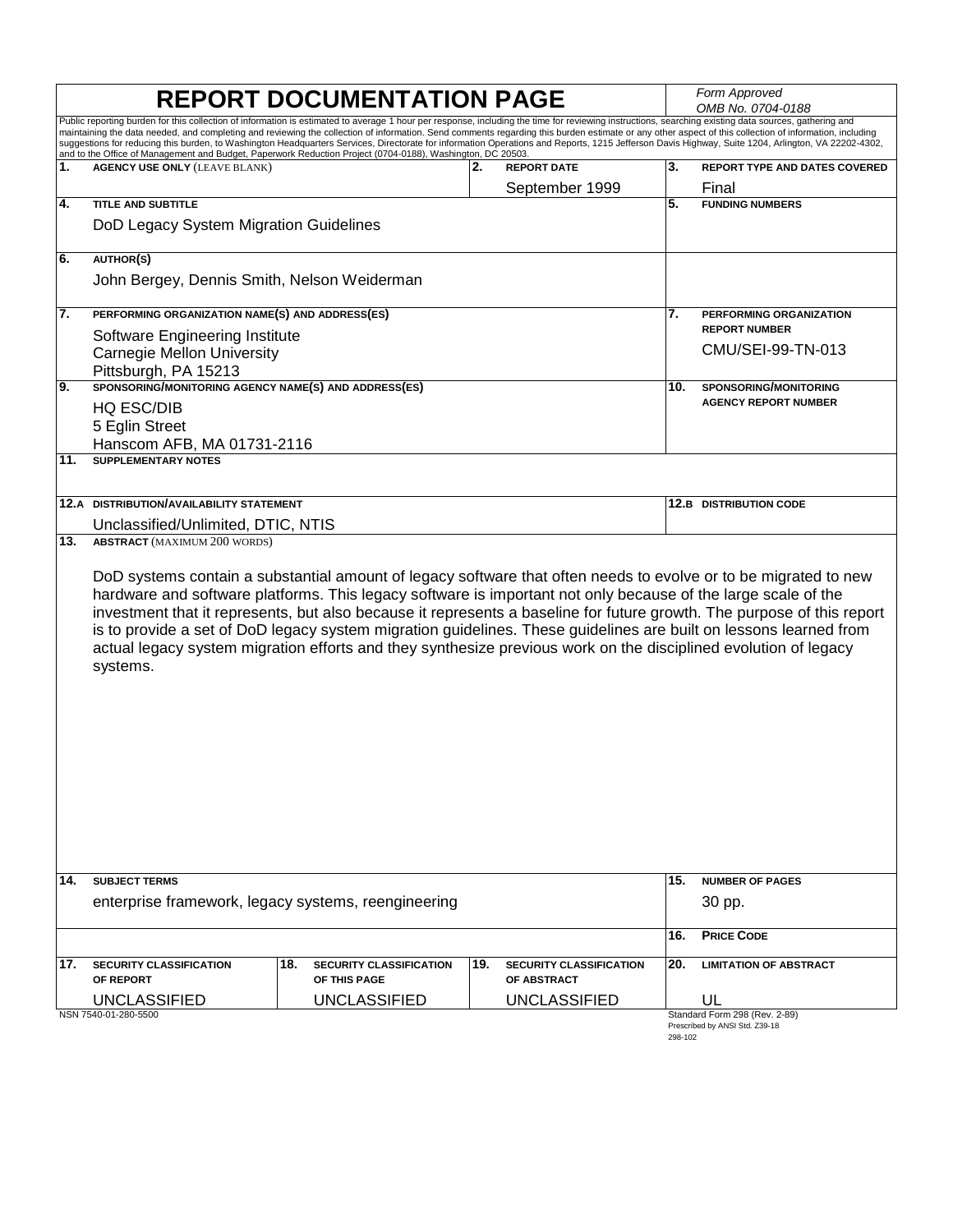# REPORT DOCUMENTATION PAGE

*Form Approved*
*OMB No. 0704-0188*

Public reporting burden for this collection of information is estimated to average 1 hour per response, including the time for reviewing instructions, searching existing data sources, gathering and maintaining the data needed, and completing and reviewing the collection of information. Send comments regarding this burden estimate or any other aspect of this collection of information, including suggestions for reducing this burden, to Washington Headquarters Services, Directorate for information Operations and Reports, 1215 Jefferson Davis Highway, Suite 1204, Arlington, VA 22202-4302, and to the Office of Management and Budget, Paperwork Reduction Project (0704-0188), Washington, DC 20503.

| | | |
|---|---|---|
| **1. AGENCY USE ONLY** (LEAVE BLANK) | **2. REPORT DATE**<br>September 1999 | **3. REPORT TYPE AND DATES COVERED**<br>Final |
| **4. TITLE AND SUBTITLE**<br>DoD Legacy System Migration Guidelines | | **5. FUNDING NUMBERS** |
| **6. AUTHOR(S)**<br>John Bergey, Dennis Smith, Nelson Weiderman | | |
| **7. PERFORMING ORGANIZATION NAME(S) AND ADDRESS(ES)**<br>Software Engineering Institute<br>Carnegie Mellon University<br>Pittsburgh, PA 15213 | | **7. PERFORMING ORGANIZATION REPORT NUMBER**<br>CMU/SEI-99-TN-013 |
| **9. SPONSORING/MONITORING AGENCY NAME(S) AND ADDRESS(ES)**<br>HQ ESC/DIB<br>5 Eglin Street<br>Hanscom AFB, MA 01731-2116 | | **10. SPONSORING/MONITORING AGENCY REPORT NUMBER** |
| **11. SUPPLEMENTARY NOTES** | | |
| **12.A DISTRIBUTION/AVAILABILITY STATEMENT**<br>Unclassified/Unlimited, DTIC, NTIS | | **12.B DISTRIBUTION CODE** |

**13. ABSTRACT** (MAXIMUM 200 WORDS)

DoD systems contain a substantial amount of legacy software that often needs to evolve or to be migrated to new hardware and software platforms. This legacy software is important not only because of the large scale of the investment that it represents, but also because it represents a baseline for future growth. The purpose of this report is to provide a set of DoD legacy system migration guidelines. These guidelines are built on lessons learned from actual legacy system migration efforts and they synthesize previous work on the disciplined evolution of legacy systems.

| | |
|---|---|
| **14. SUBJECT TERMS**<br>enterprise framework, legacy systems, reengineering | **15. NUMBER OF PAGES**<br>30 pp. |
| | **16. PRICE CODE** |

| | | | |
|---|---|---|---|
| **17. SECURITY CLASSIFICATION OF REPORT** | **18. SECURITY CLASSIFICATION OF THIS PAGE** | **19. SECURITY CLASSIFICATION OF ABSTRACT** | **20. LIMITATION OF ABSTRACT** |
| UNCLASSIFIED | UNCLASSIFIED | UNCLASSIFIED | UL |

NSN 7540-01-280-5500

Standard Form 298 (Rev. 2-89)
Prescribed by ANSI Std. Z39-18
298-102